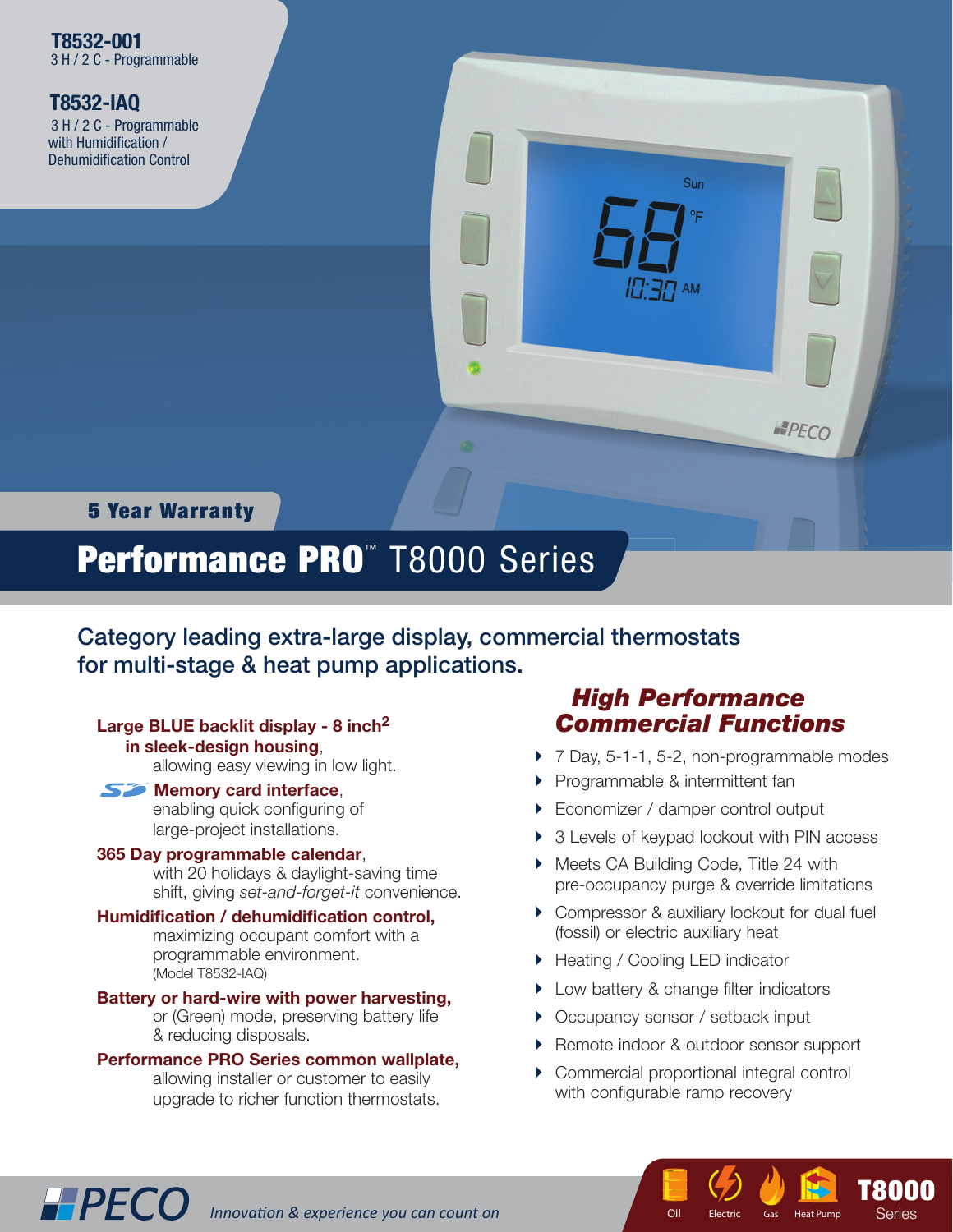**T8532-001**
3 H / 2 C - Programmable

**T8532-IAQ**
3 H / 2 C - Programmable with Humidification / Dehumidification Control

**5 Year Warranty**

# Performance PRO™ T8000 Series

## Category leading extra-large display, commercial thermostats for multi-stage & heat pump applications.

**Large BLUE backlit display - 8 inch$^2$ in sleek-design housing**, allowing easy viewing in low light.

**Memory card interface**, enabling quick configuring of large-project installations.

**365 Day programmable calendar**, with 20 holidays & daylight-saving time shift, giving *set-and-forget-it* convenience.

**Humidification / dehumidification control,** maximizing occupant comfort with a programmable environment. (Model T8532-IAQ)

**Battery or hard-wire with power harvesting,** or (Green) mode, preserving battery life & reducing disposals.

**Performance PRO Series common wallplate,** allowing installer or customer to easily upgrade to richer function thermostats.

### *High Performance Commercial Functions*

- 7 Day, 5-1-1, 5-2, non-programmable modes
- Programmable & intermittent fan
- Economizer / damper control output
- 3 Levels of keypad lockout with PIN access
- Meets CA Building Code, Title 24 with pre-occupancy purge & override limitations
- Compressor & auxiliary lockout for dual fuel (fossil) or electric auxiliary heat
- Heating / Cooling LED indicator
- Low battery & change filter indicators
- Occupancy sensor / setback input
- Remote indoor & outdoor sensor support
- Commercial proportional integral control with configurable ramp recovery

PECO *Innovation & experience you can count on*

Oil | Electric | Gas | Heat Pump — **T8000** Series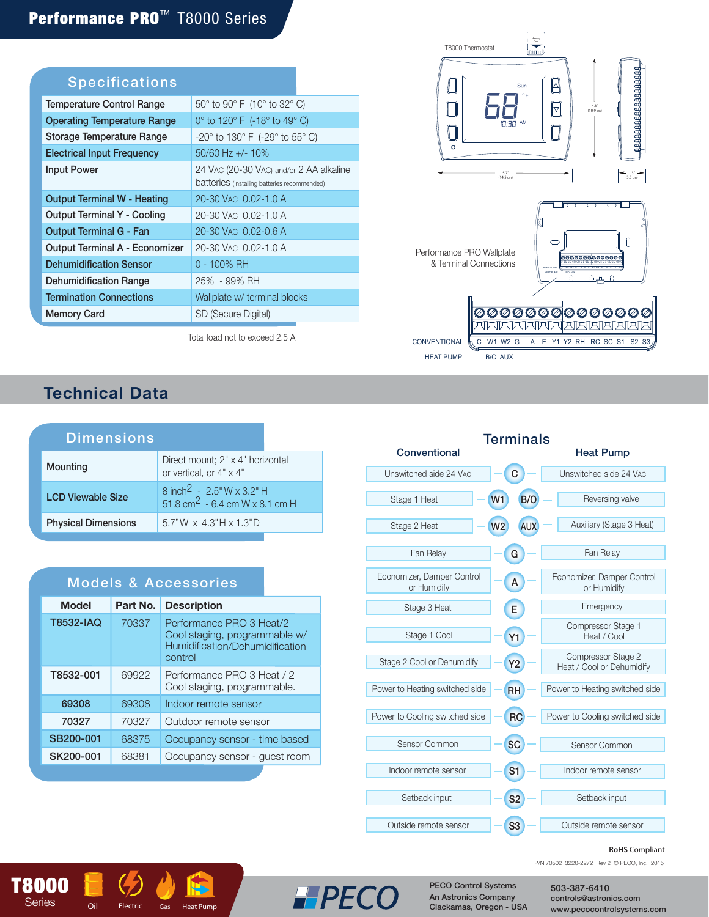# Performance PRO™ T8000 Series

## Specifications

| | |
|---|---|
| Temperature Control Range | 50° to 90° F (10° to 32° C) |
| Operating Temperature Range | 0° to 120° F (-18° to 49° C) |
| Storage Temperature Range | -20° to 130° F (-29° to 55° C) |
| Electrical Input Frequency | 50/60 Hz +/- 10% |
| Input Power | 24 VAC (20-30 VAC) and/or 2 AA alkaline batteries (Installing batteries recommended) |
| Output Terminal W - Heating | 20-30 VAC 0.02-1.0 A |
| Output Terminal Y - Cooling | 20-30 VAC 0.02-1.0 A |
| Output Terminal G - Fan | 20-30 VAC 0.02-0.6 A |
| Output Terminal A - Economizer | 20-30 VAC 0.02-1.0 A |
| Dehumidification Sensor | 0 - 100% RH |
| Dehumidification Range | 25% - 99% RH |
| Termination Connections | Wallplate w/ terminal blocks |
| Memory Card | SD (Secure Digital) |

Total load not to exceed 2.5 A

T8000 Thermostat

Memory Card

Sun °F 68 10:30 AM

4.3" [10.9 cm]

5.7" [14.5 cm]

1.3" [3.3 cm]

Performance PRO Wallplate & Terminal Connections

CONVENTIONAL C W1 W2 G A E Y1 Y2 RH RC SC S1 S2 S3

HEAT PUMP B/O AUX

## Technical Data

### Dimensions

| | |
|---|---|
| Mounting | Direct mount; 2" x 4" horizontal or vertical, or 4" x 4" |
| LCD Viewable Size | 8 inch$^2$ - 2.5" W x 3.2" H<br>51.8 cm$^2$ - 6.4 cm W x 8.1 cm H |
| Physical Dimensions | 5.7"W x 4.3"H x 1.3"D |

### Models & Accessories

| Model | Part No. | Description |
|---|---|---|
| T8532-IAQ | 70337 | Performance PRO 3 Heat/2 Cool staging, programmable w/ Humidification/Dehumidification control |
| T8532-001 | 69922 | Performance PRO 3 Heat / 2 Cool staging, programmable. |
| 69308 | 69308 | Indoor remote sensor |
| 70327 | 70327 | Outdoor remote sensor |
| SB200-001 | 68375 | Occupancy sensor - time based |
| SK200-001 | 68381 | Occupancy sensor - guest room |

### Terminals

| Conventional | Terminal | Heat Pump |
|---|---|---|
| Unswitched side 24 VAC | C | Unswitched side 24 VAC |
| Stage 1 Heat | W1 / B/O | Reversing valve |
| Stage 2 Heat | W2 / AUX | Auxiliary (Stage 3 Heat) |
| Fan Relay | G | Fan Relay |
| Economizer, Damper Control or Humidify | A | Economizer, Damper Control or Humidify |
| Stage 3 Heat | E | Emergency |
| Stage 1 Cool | Y1 | Compressor Stage 1 Heat / Cool |
| Stage 2 Cool or Dehumidify | Y2 | Compressor Stage 2 Heat / Cool or Dehumidify |
| Power to Heating switched side | RH | Power to Heating switched side |
| Power to Cooling switched side | RC | Power to Cooling switched side |
| Sensor Common | SC | Sensor Common |
| Indoor remote sensor | S1 | Indoor remote sensor |
| Setback input | S2 | Setback input |
| Outside remote sensor | S3 | Outside remote sensor |

**RoHS** Compliant

P/N 70502 3220-2272 Rev 2 © PECO, Inc. 2015

**T8000** Series — Oil, Electric, Gas, Heat Pump

PECO

PECO Control Systems
An Astronics Company
Clackamas, Oregon - USA

503-387-6410
controls@astronics.com
www.pecocontrolsystems.com